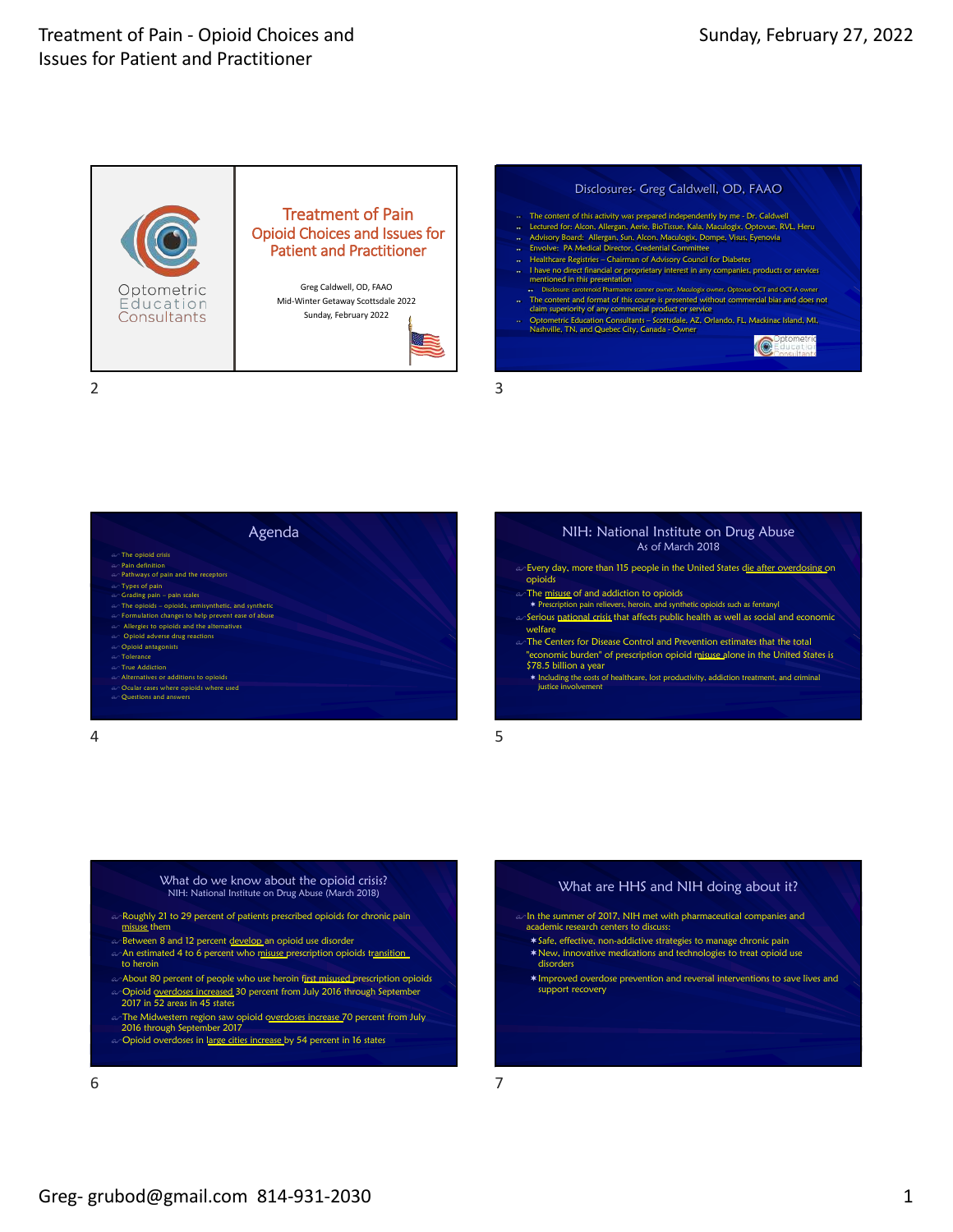## Treatment of Pain

### Opioid Choices and Issues for Patient and Practitioner

Optometric Education Consultants

Greg Caldwell, OD, FAAO
Mid-Winter Getaway Scottsdale 2022
Sunday, February 2022

## Disclosures- Greg Caldwell, OD, FAAO

- The content of this activity was prepared independently by me - Dr. Caldwell
- Lectured for: Alcon, Allergan, Aerie, BioTissue, Kala, Maculogix, Optovue, RVL, Heru
- Advisory Board: Allergan, Sun, Alcon, Maculogix, Dompe, Visus, Eyenovia
- Envolve: PA Medical Director, Credential Committee
- Healthcare Registries – Chairman of Advisory Council for Diabetes
- I have no direct financial or proprietary interest in any companies, products or services mentioned in this presentation
  - Disclosure: carotenoid Pharmanex scanner owner, Maculogix owner, Optovue OCT and OCT-A owner
- The content and format of this course is presented without commercial bias and does not claim superiority of any commercial product or service
- Optometric Education Consultants – Scottsdale, AZ, Orlando, FL, Mackinac Island, MI, Nashville, TN, and Quebec City, Canada - Owner

## Agenda

- The opioid crisis
- Pain definition
- Pathways of pain and the receptors
- Types of pain
- Grading pain – pain scales
- The opioids – opioids, semisynthetic, and synthetic
- Formulation changes to help prevent ease of abuse
- Allergies to opioids and the alternatives
- Opioid adverse drug reactions
- Opioid antagonists
- Tolerance
- True Addiction
- Alternatives or additions to opioids
- Ocular cases where opioids where used
- Questions and answers

## NIH: National Institute on Drug Abuse

As of March 2018

- Every day, more than 115 people in the United States die after overdosing on opioids
- The misuse of and addiction to opioids
  - Prescription pain relievers, heroin, and synthetic opioids such as fentanyl
- Serious national crisis that affects public health as well as social and economic welfare
- The Centers for Disease Control and Prevention estimates that the total "economic burden" of prescription opioid misuse alone in the United States is $78.5 billion a year
  - Including the costs of healthcare, lost productivity, addiction treatment, and criminal justice involvement

## What do we know about the opioid crisis?

NIH: National Institute on Drug Abuse (March 2018)

- Roughly 21 to 29 percent of patients prescribed opioids for chronic pain misuse them
- Between 8 and 12 percent develop an opioid use disorder
- An estimated 4 to 6 percent who misuse prescription opioids transition to heroin
- About 80 percent of people who use heroin first misused prescription opioids
- Opioid overdoses increased 30 percent from July 2016 through September 2017 in 52 areas in 45 states
- The Midwestern region saw opioid overdoses increase 70 percent from July 2016 through September 2017
- Opioid overdoses in large cities increase by 54 percent in 16 states

## What are HHS and NIH doing about it?

- In the summer of 2017, NIH met with pharmaceutical companies and academic research centers to discuss:
  - Safe, effective, non-addictive strategies to manage chronic pain
  - New, innovative medications and technologies to treat opioid use disorders
  - Improved overdose prevention and reversal interventions to save lives and support recovery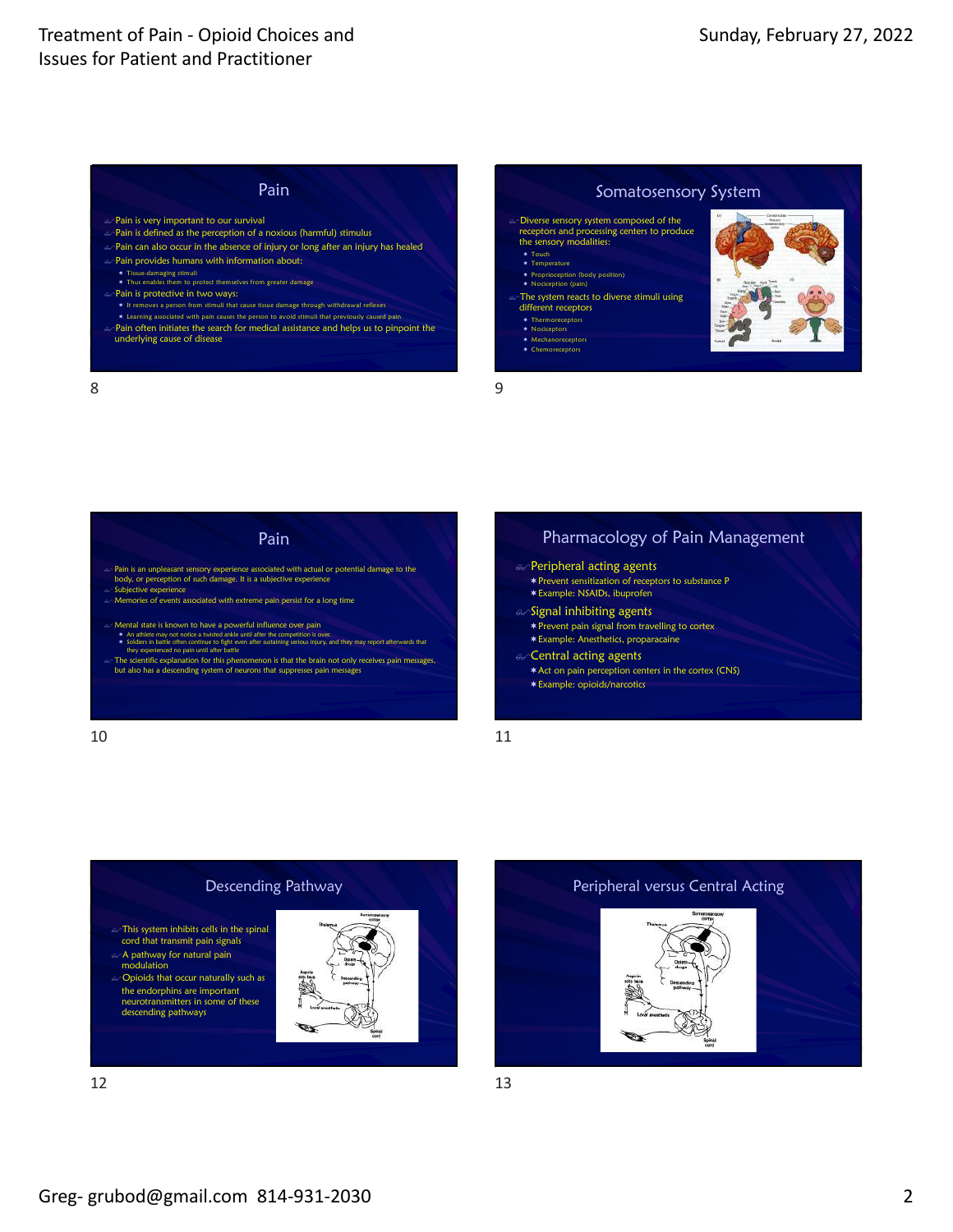## Pain

- Pain is very important to our survival
- Pain is defined as the perception of a noxious (harmful) stimulus
- Pain can also occur in the absence of injury or long after an injury has healed
- Pain provides humans with information about:
  - Tissue-damaging stimuli
  - Thus enables them to protect themselves from greater damage
- Pain is protective in two ways:
  - It removes a person from stimuli that cause tissue damage through withdrawal reflexes
  - Learning associated with pain causes the person to avoid stimuli that previously caused pain
- Pain often initiates the search for medical assistance and helps us to pinpoint the underlying cause of disease

## Somatosensory System

- Diverse sensory system composed of the receptors and processing centers to produce the sensory modalities:
  - Touch
  - Temperature
  - Proprioception (body position)
  - Nociception (pain)
- The system reacts to diverse stimuli using different receptors
  - Thermoreceptors
  - Nociceptors
  - Mechanoreceptors
  - Chemoreceptors

## Pain

- Pain is an unpleasant sensory experience associated with actual or potential damage to the body, or perception of such damage. It is a subjective experience
- Subjective experience
- Memories of events associated with extreme pain persist for a long time
- Mental state is known to have a powerful influence over pain
  - An athlete may not notice a twisted ankle until after the competition is over.
  - Soldiers in battle often continue to fight even after sustaining serious injury, and they may report afterwards that they experienced no pain until after battle
- The scientific explanation for this phenomenon is that the brain not only receives pain messages, but also has a descending system of neurons that suppresses pain messages

## Pharmacology of Pain Management

- Peripheral acting agents
  - Prevent sensitization of receptors to substance P
  - Example: NSAIDs, ibuprofen
- Signal inhibiting agents
  - Prevent pain signal from travelling to cortex
  - Example: Anesthetics, proparacaine
- Central acting agents
  - Act on pain perception centers in the cortex (CNS)
  - Example: opioids/narcotics

## Descending Pathway

- This system inhibits cells in the spinal cord that transmit pain signals
- A pathway for natural pain modulation
- Opioids that occur naturally such as the endorphins are important neurotransmitters in some of these descending pathways

## Peripheral versus Central Acting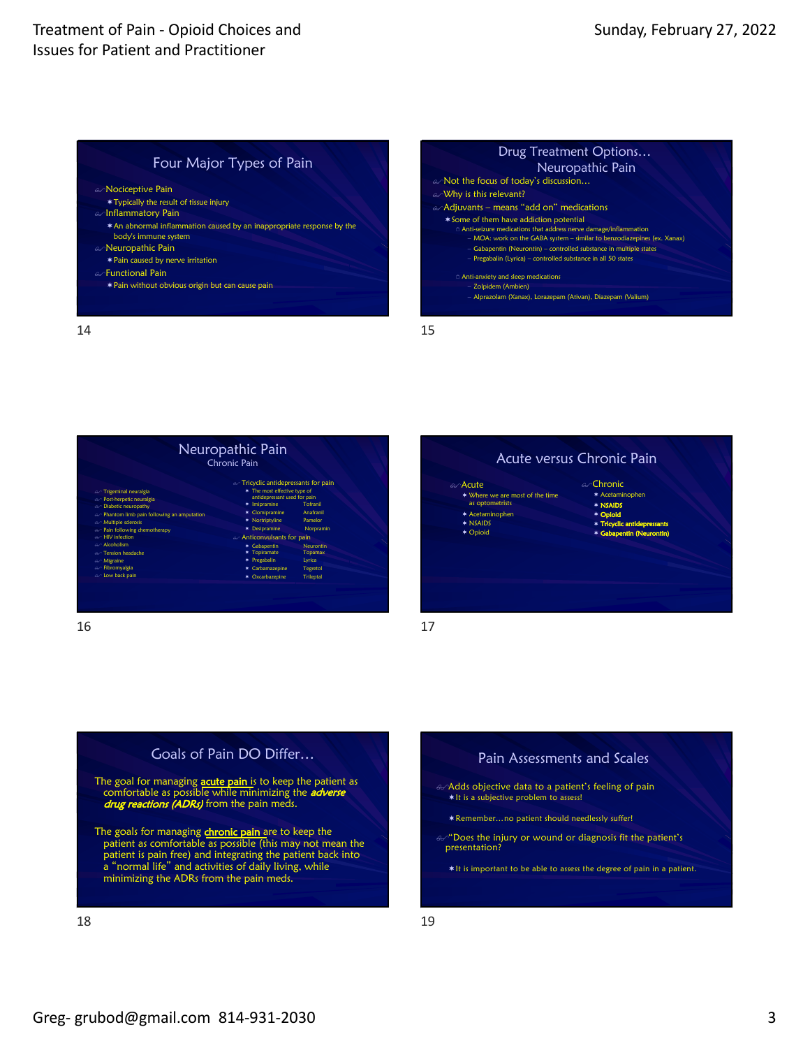## Four Major Types of Pain

- Nociceptive Pain
  - Typically the result of tissue injury
- Inflammatory Pain
  - An abnormal inflammation caused by an inappropriate response by the body's immune system
- Neuropathic Pain
  - Pain caused by nerve irritation
- Functional Pain
  - Pain without obvious origin but can cause pain

14

## Drug Treatment Options… Neuropathic Pain

- Not the focus of today's discussion…
- Why is this relevant?
- Adjuvants – means "add on" medications
  - Some of them have addiction potential
    - Anti-seizure medications that address nerve damage/inflammation
      - MOA: work on the GABA system – similar to benzodiazepines (ex. Xanax)
      - Gabapentin (Neurontin) – controlled substance in multiple states
      - Pregabalin (Lyrica) – controlled substance in all 50 states
    - Anti-anxiety and sleep medications
      - Zolpidem (Ambien)
      - Alprazolam (Xanax), Lorazepam (Ativan), Diazepam (Valium)

15

## Neuropathic Pain
### Chronic Pain

- Trigeminal neuralgia
- Post-herpetic neuralgia
- Diabetic neuropathy
- Phantom limb pain following an amputation
- Multiple sclerosis
- Pain following chemotherapy
- HIV infection
- Alcoholism
- Tension headache
- Migraine
- Fibromyalgia
- Low back pain

- Tricyclic antidepressants for pain
  - The most effective type of antidepressant used for pain
  - Imipramine — Tofranil
  - Clomipramine — Anafranil
  - Nortriptyline — Pamelor
  - Desipramine — Norpramin
- Anticonvulsants for pain
  - Gabapentin — Neurontin
  - Topiramate — Topamax
  - Pregabalin — Lyrica
  - Carbamazepine — Tegretol
  - Oxcarbazepine — Trileptal

16

## Acute versus Chronic Pain

- Acute
  - Where we are most of the time as optometrists
  - Acetaminophen
  - NSAIDS
  - Opioid
- Chronic
  - Acetaminophen
  - **NSAIDS**
  - **Opioid**
  - **Tricyclic antidepressants**
  - **Gabapentin (Neurontin)**

17

## Goals of Pain DO Differ…

The goal for managing **acute pain** is to keep the patient as comfortable as possible while minimizing the ***adverse drug reactions (ADRs)*** from the pain meds.

The goals for managing **chronic pain** are to keep the patient as comfortable as possible (this may not mean the patient is pain free) and integrating the patient back into a "normal life" and activities of daily living, while minimizing the ADRs from the pain meds.

18

## Pain Assessments and Scales

- Adds objective data to a patient's feeling of pain
  - It is a subjective problem to assess!
  - Remember…no patient should needlessly suffer!
- "Does the injury or wound or diagnosis fit the patient's presentation?
  - It is important to be able to assess the degree of pain in a patient.

19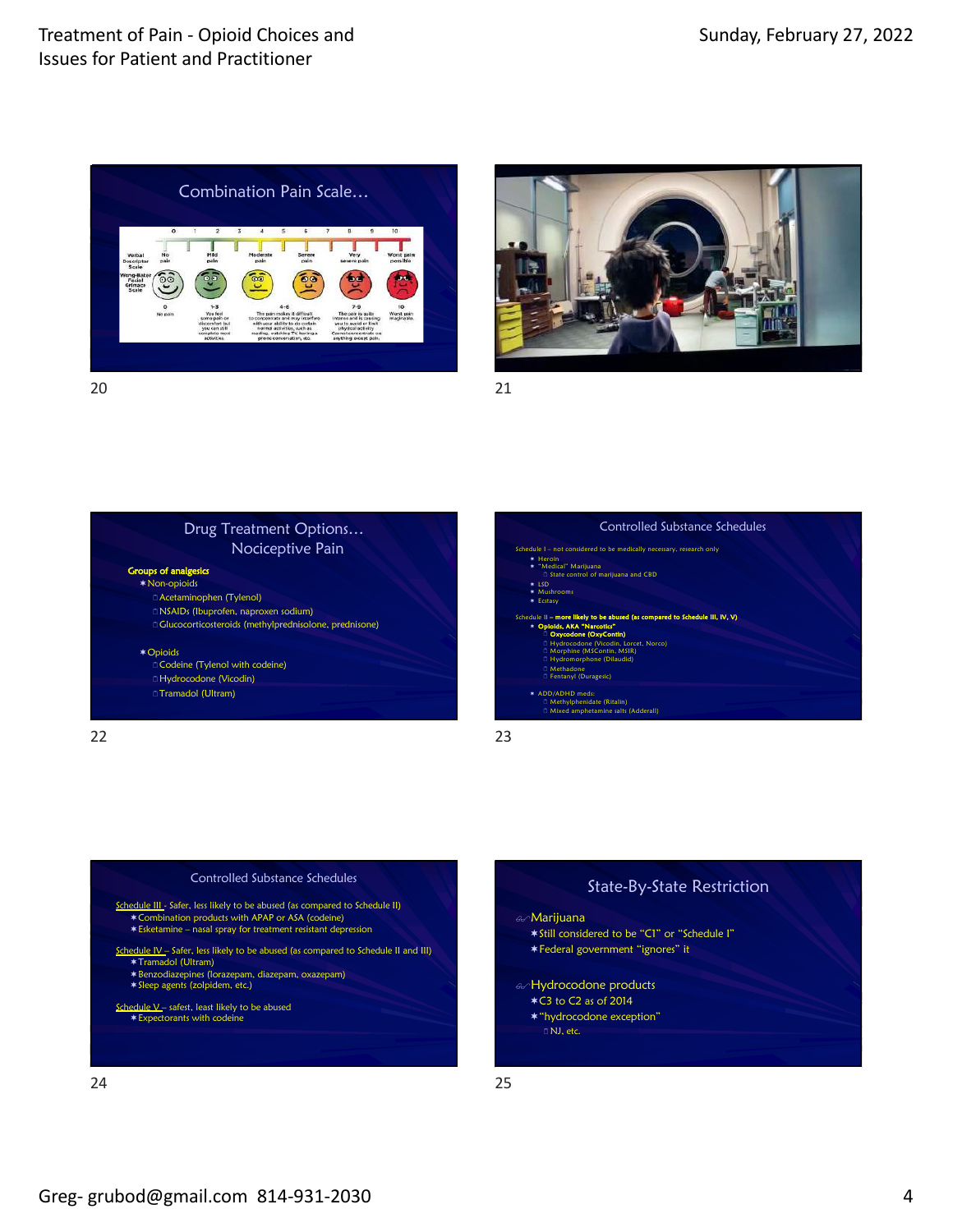## Combination Pain Scale…

| | 0 | 1 | 2 | 3 | 4 | 5 | 6 | 7 | 8 | 9 | 10 |
|---|---|---|---|---|---|---|---|---|---|---|---|
| Verbal Descriptor Scale | No pain | | Mild pain | | Moderate pain | | Severe pain | | Very severe pain | | Worst pain possible |
| Wong-Baker Facial Grimace Scale | 0 No pain | | 1-3 You feel some pain or discomfort but you can still complete most activities | | 4-6 The pain makes it difficult to concentrate and may interfere with your ability to do certain normal activities, such as reading, watching TV, having a phone conversation, etc. | | | | 7-9 The pain is quite intense and is causing you to avoid or limit physical activity. Cannot concentrate on anything except pain. | | 10 Worst pain imaginable. |

## Drug Treatment Options… Nociceptive Pain

**Groups of analgesics**

- Non-opioids
  - Acetaminophen (Tylenol)
  - NSAIDs (Ibuprofen, naproxen sodium)
  - Glucocorticosteroids (methylprednisolone, prednisone)
- Opioids
  - Codeine (Tylenol with codeine)
  - Hydrocodone (Vicodin)
  - Tramadol (Ultram)

## Controlled Substance Schedules

Schedule I – not considered to be medically necessary, research only

- Heroin
- "Medical" Marijuana
  - State control of marijuana and CBD
- LSD
- Mushrooms
- Ecstasy

Schedule II – **more likely to be abused (as compared to Schedule III, IV, V)**

- **Opioids, AKA "Narcotics"**
  - **Oxycodone (OxyContin)**
  - Hydrocodone (Vicodin, Lorcet, Norco)
  - Morphine (MSContin, MSIR)
  - Hydromorphone (Dilaudid)
  - Methadone
  - Fentanyl (Duragesic)
- ADD/ADHD meds:
  - Methylphenidate (Ritalin)
  - Mixed amphetamine salts (Adderall)

## Controlled Substance Schedules

Schedule III - Safer, less likely to be abused (as compared to Schedule II)

- Combination products with APAP or ASA (codeine)
- Esketamine – nasal spray for treatment resistant depression

Schedule IV – Safer, less likely to be abused (as compared to Schedule II and III)

- Tramadol (Ultram)
- Benzodiazepines (lorazepam, diazepam, oxazepam)
- Sleep agents (zolpidem, etc.)

Schedule V – safest, least likely to be abused

- Expectorants with codeine

## State-By-State Restriction

- Marijuana
  - Still considered to be "C1" or "Schedule I"
  - Federal government "ignores" it
- Hydrocodone products
  - C3 to C2 as of 2014
  - "hydrocodone exception"
    - NJ, etc.

Greg- grubod@gmail.com 814-931-2030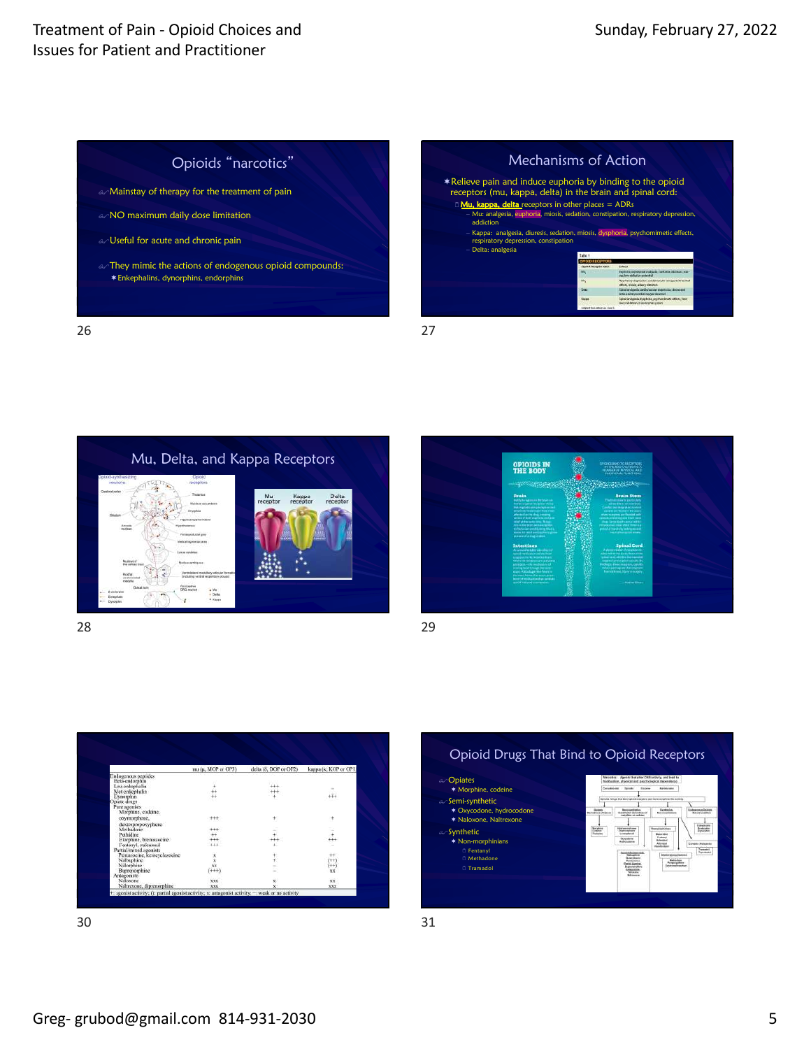## Opioids "narcotics"

- Mainstay of therapy for the treatment of pain
- NO maximum daily dose limitation
- Useful for acute and chronic pain
- They mimic the actions of endogenous opioid compounds:
  - Enkephalins, dynorphins, endorphins

26

## Mechanisms of Action

- Relieve pain and induce euphoria by binding to the opioid receptors (mu, kappa, delta) in the brain and spinal cord:
  - **Mu, kappa, delta** receptors in other places = ADRs
    - Mu: analgesia, euphoria, miosis, sedation, constipation, respiratory depression, addiction
    - Kappa: analgesia, diuresis, sedation, miosis, dysphoria, psychomimetic effects, respiratory depression, constipation
    - Delta: analgesia

27

## Mu, Delta, and Kappa Receptors

28

29

| | mu (μ, MOP or OP3) | delta (δ, DOP or OP2) | kappa (κ, KOP or OP1) |
|---|---|---|---|
| Endogenous peptides | | | |
| Beta-endorphin | | | |
| Leu-enkephalin | + | +++ | – |
| Met-enkephalin | ++ | +++ | |
| Dynorphin | ++ | + | +++ |
| Opiate drugs | | | |
| Pure agonists | | | |
| Morphine, codeine, oxymorphone, dextropropoxyphene | +++ | + | + |
| Methadone | +++ | – | – |
| Pethidine | ++ | + | + |
| Etorphine, bremazocine | +++ | +++ | +++ |
| Fentanyl, sufentanil | +++ | + | |
| Partial/mixed agonists | | | |
| Pentazocine, ketocyclazocine | x | + | ++ |
| Nalbuphine | x | + | (++) |
| Nalorphine | xx | – | (++) |
| Buprenorphine | (+++) | – | xx |
| Antagonists | | | |
| Naloxone | xxx | x | xx |
| Naltrexone, diprenorphine | xxx | x | xxx |

+: agonist activity; (): partial agonist activity; x: antagonist activity; –: weak or no activity

30

## Opioid Drugs That Bind to Opioid Receptors

- Opiates
  - Morphine, codeine
- Semi-synthetic
  - Oxycodone, hydrocodone
  - Naloxone, Naltrexone
- Synthetic
  - Non-morphinians
    - Fentanyl
    - Methadone
    - Tramadol

31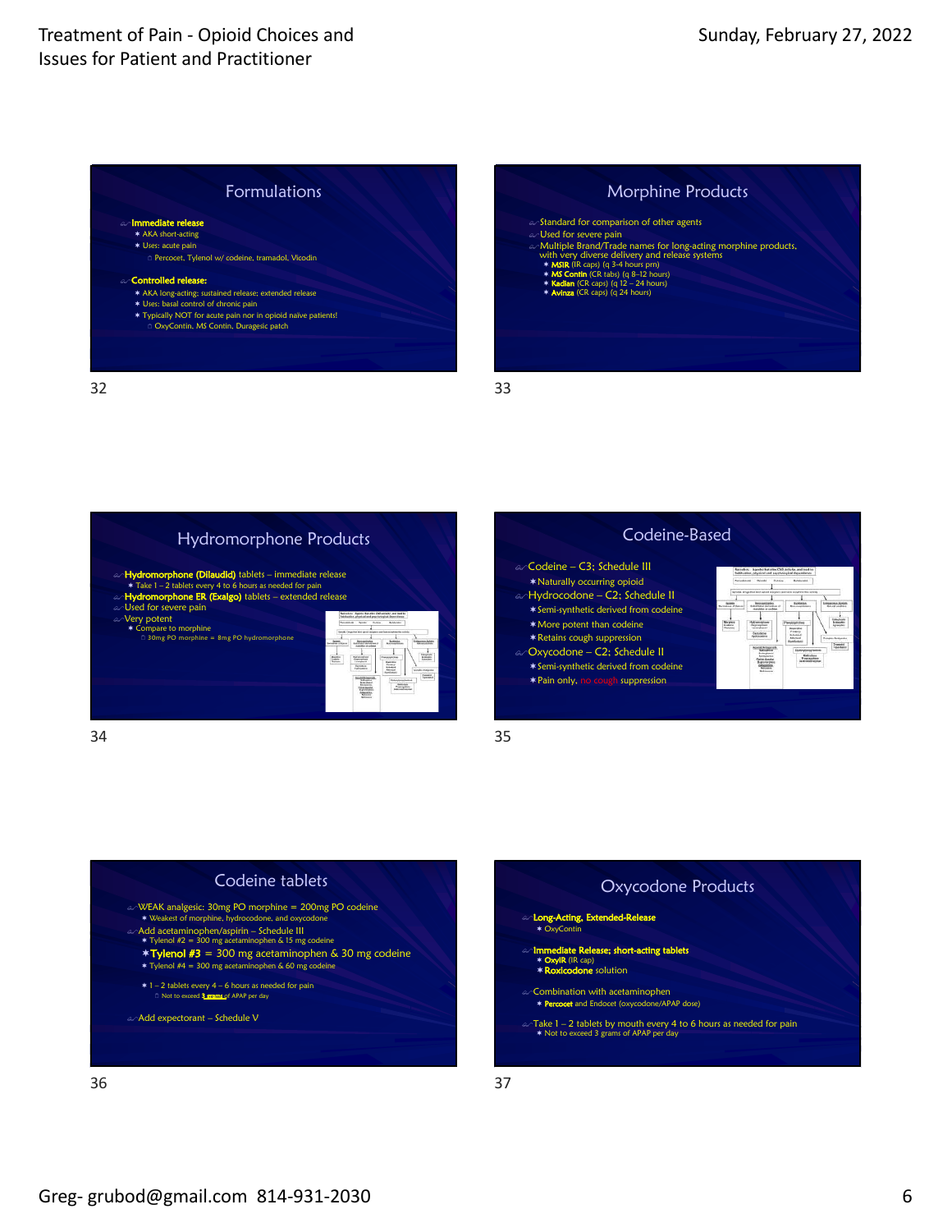## Formulations

- Immediate release
  - AKA short-acting
  - Uses: acute pain
    - Percocet, Tylenol w/ codeine, tramadol, Vicodin
- Controlled release:
  - AKA long-acting; sustained release; extended release
  - Uses: basal control of chronic pain
  - Typically NOT for acute pain nor in opioid naive patients!
    - OxyContin, MS Contin, Duragesic patch

32

## Morphine Products

- Standard for comparison of other agents
- Used for severe pain
- Multiple Brand/Trade names for long-acting morphine products, with very diverse delivery and release systems
  - **MSIR** (IR caps) (q 3-4 hours prn)
  - **MS Contin** (CR tabs) (q 8–12 hours)
  - **Kadian** (CR caps) (q 12 – 24 hours)
  - **Avinza** (CR caps) (q 24 hours)

33

## Hydromorphone Products

- **Hydromorphone (Dilaudid)** tablets – immediate release
  - Take 1 – 2 tablets every 4 to 6 hours as needed for pain
- **Hydromorphone ER (Exalgo)** tablets – extended release
- Used for severe pain
- Very potent
  - Compare to morphine
    - 30mg PO morphine = 8mg PO hydromorphone

34

## Codeine-Based

- Codeine – C3; Schedule III
  - Naturally occurring opioid
- Hydrocodone – C2; Schedule II
  - Semi-synthetic derived from codeine
  - More potent than codeine
  - Retains cough suppression
- Oxycodone – C2; Schedule II
  - Semi-synthetic derived from codeine
  - Pain only, no cough suppression

35

## Codeine tablets

- WEAK analgesic: 30mg PO morphine = 200mg PO codeine
  - Weakest of morphine, hydrocodone, and oxycodone
- Add acetaminophen/aspirin – Schedule III
  - Tylenol #2 = 300 mg acetaminophen & 15 mg codeine
  - **Tylenol #3** = 300 mg acetaminophen & 30 mg codeine
  - Tylenol #4 = 300 mg acetaminophen & 60 mg codeine
  - 1 – 2 tablets every 4 – 6 hours as needed for pain
    - Not to exceed 3 grams of APAP per day
- Add expectorant – Schedule V

36

## Oxycodone Products

- **Long-Acting, Extended-Release**
  - OxyContin
- **Immediate Release; short-acting tablets**
  - **OxyIR** (IR cap)
  - **Roxicodone** solution
- Combination with acetaminophen
  - **Percocet** and Endocet (oxycodone/APAP dose)
- Take 1 – 2 tablets by mouth every 4 to 6 hours as needed for pain
  - Not to exceed 3 grams of APAP per day

37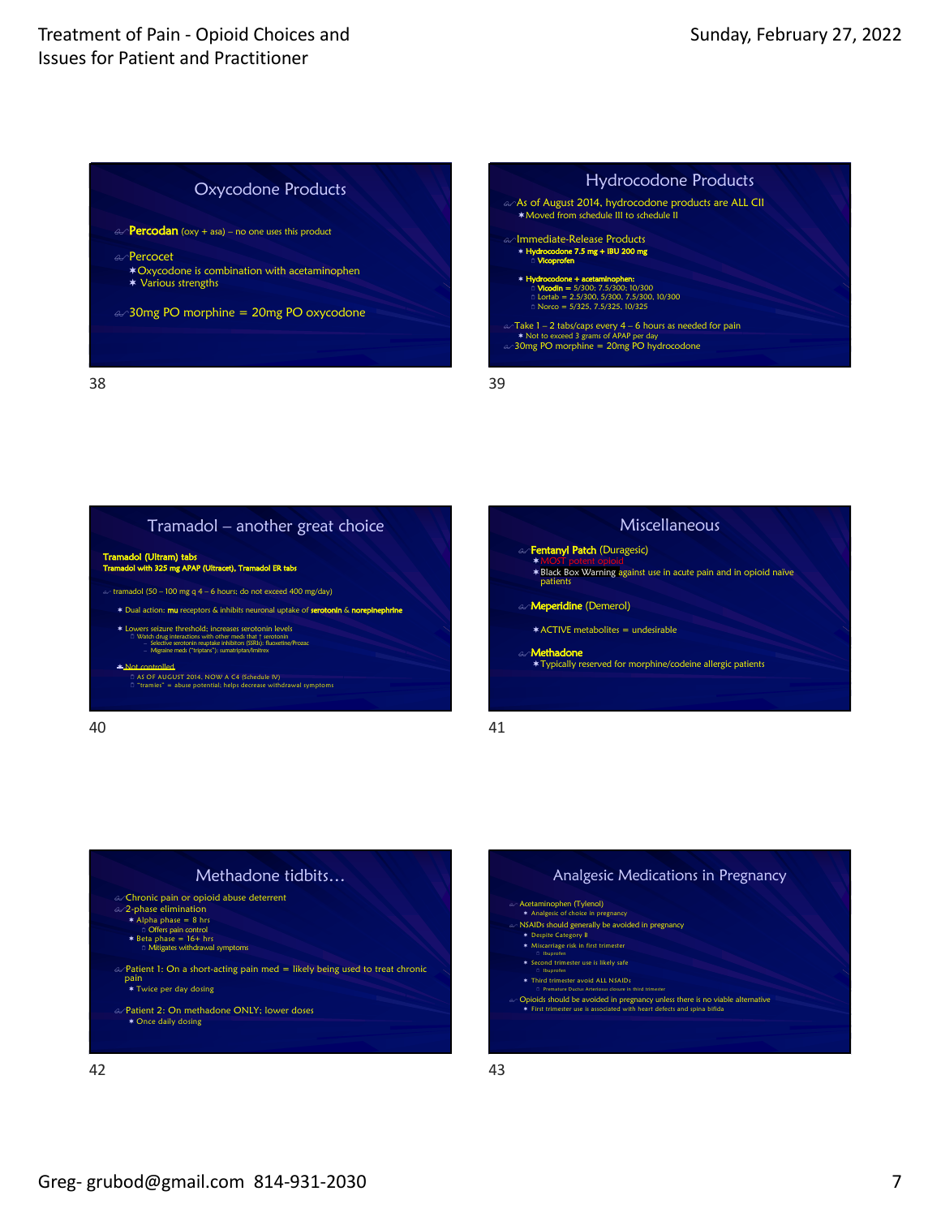## Oxycodone Products

- **Percodan** (oxy + asa) – no one uses this product
- Percocet
  - Oxycodone is combination with acetaminophen
  - Various strengths
- 30mg PO morphine = 20mg PO oxycodone

## Hydrocodone Products

- As of August 2014, hydrocodone products are ALL CII
  - Moved from schedule III to schedule II
- Immediate-Release Products
  - **Hydrocodone 7.5 mg + IBU 200 mg**
    - **Vicoprofen**
  - **Hydrocodone + acetaminophen:**
    - **Vicodin** = 5/300, 7.5/300, 10/300
    - Lortab = 2.5/300, 5/300, 7.5/300, 10/300
    - Norco = 5/325, 7.5/325, 10/325
- Take 1 – 2 tabs/caps every 4 – 6 hours as needed for pain
  - Not to exceed 3 grams of APAP per day
- 30mg PO morphine = 20mg PO hydrocodone

## Tramadol – another great choice

**Tramadol (Ultram) tabs**
**Tramadol with 325 mg APAP (Ultracet), Tramadol ER tabs**

- tramadol (50 – 100 mg q 4 – 6 hours; do not exceed 400 mg/day)
  - Dual action: **mu** receptors & inhibits neuronal uptake of **serotonin** & **norepinephrine**
  - Lowers seizure threshold; increases serotonin levels
    - Watch drug interactions with other meds that ↑ serotonin
      - Selective serotonin reuptake inhibitors (SSRIs): fluoxetine/Prozac
      - Migraine meds ("triptans"): sumatriptan/Imitrex
  - Not controlled
    - AS OF AUGUST 2014, NOW A C4 (Schedule IV)
    - "tramies" = abuse potential; helps decrease withdrawal symptoms

## Miscellaneous

- **Fentanyl Patch** (Duragesic)
  - MOST potent opioid
  - Black Box Warning against use in acute pain and in opioid naïve patients
- **Meperidine** (Demerol)
  - ACTIVE metabolites = undesirable
- **Methadone**
  - Typically reserved for morphine/codeine allergic patients

## Methadone tidbits…

- Chronic pain or opioid abuse deterrent
- 2-phase elimination
  - Alpha phase = 8 hrs
    - Offers pain control
  - Beta phase = 16+ hrs
    - Mitigates withdrawal symptoms
- Patient 1: On a short-acting pain med = likely being used to treat chronic pain
  - Twice per day dosing
- Patient 2: On methadone ONLY; lower doses
  - Once daily dosing

## Analgesic Medications in Pregnancy

- Acetaminophen (Tylenol)
  - Analgesic of choice in pregnancy
- NSAIDs should generally be avoided in pregnancy
  - Despite Category B
  - Miscarriage risk in first trimester
    - Ibuprofen
  - Second trimester use is likely safe
    - Ibuprofen
  - Third trimester avoid ALL NSAIDs
    - Premature Ductus Arteriosus closure in third trimester
- Opioids should be avoided in pregnancy unless there is no viable alternative
  - First trimester use is associated with heart defects and spina bifida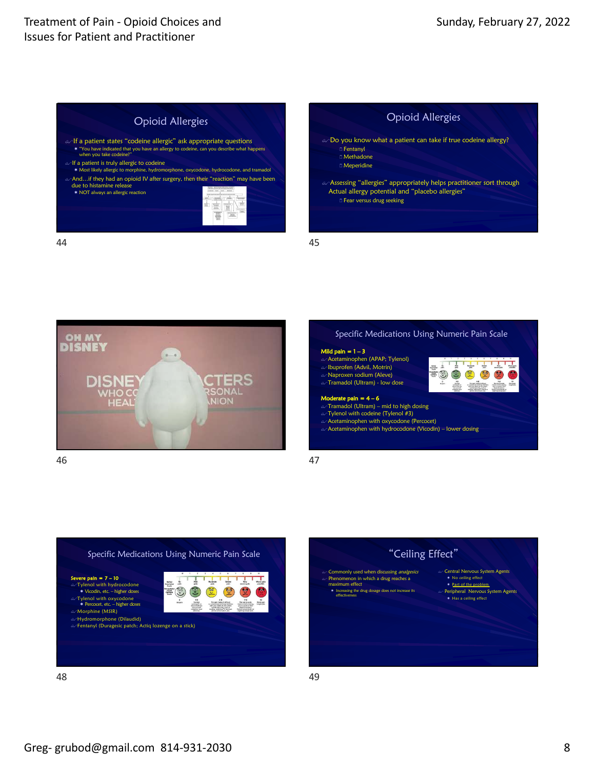## Opioid Allergies

- If a patient states "codeine allergic" ask appropriate questions
  - "You have indicated that you have an allergy to codeine, can you describe what happens when you take codeine?"
- If a patient is truly allergic to codeine
  - Most likely allergic to morphine, hydromorphone, oxycodone, hydrocodone, and tramadol
- And…if they had an opioid IV after surgery, then their "reaction" may have been due to histamine release
  - NOT always an allergic reaction

44

## Opioid Allergies

- Do you know what a patient can take if true codeine allergy?
  - Fentanyl
  - Methadone
  - Meperidine
- Assessing "allergies" appropriately helps practitioner sort through Actual allergy potential and "placebo allergies"
  - Fear versus drug seeking

45

OH MY DISNEY

DISNEY CHARACTERS WHO COULD BE YOUR PERSONAL HEALTHCARE COMPANION

46

## Specific Medications Using Numeric Pain Scale

**Mild pain = 1 – 3**
- Acetaminophen (APAP; Tylenol)
- Ibuprofen (Advil, Motrin)
- Naproxen sodium (Aleve)
- Tramadol (Ultram) - low dose

**Moderate pain = 4 – 6**
- Tramadol (Ultram) – mid to high dosing
- Tylenol with codeine (Tylenol #3)
- Acetaminophen with oxycodone (Percocet)
- Acetaminophen with hydrocodone (Vicodin) – lower dosing

47

## Specific Medications Using Numeric Pain Scale

**Severe pain = 7 – 10**
- Tylenol with hydrocodone
  - Vicodin, etc. – higher doses
- Tylenol with oxycodone
  - Percocet, etc. – higher doses
- Morphine (MSIR)
- Hydromorphone (Dilaudid)
- Fentanyl (Duragesic patch; Actiq lozenge on a stick)

48

## "Ceiling Effect"

- Commonly used when discussing *analgesics*
- Phenomenon in which a drug reaches a maximum effect
  - Increasing the drug dosage does not increase its effectiveness
- Central Nervous System Agents
  - No ceiling effect
  - Part of the problem
- Peripheral Nervous System Agents
  - Has a ceiling effect

49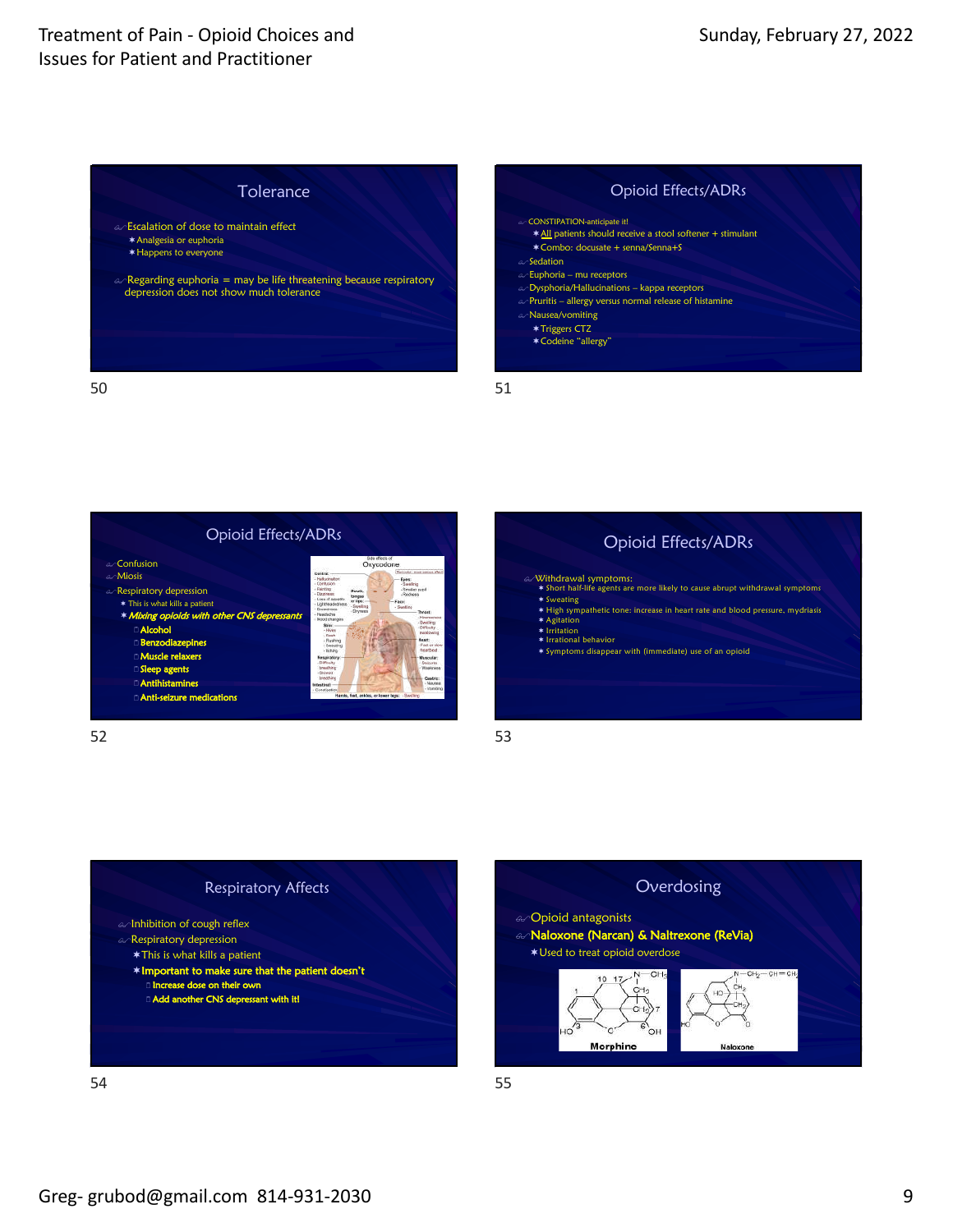## Tolerance

- Escalation of dose to maintain effect
  - Analgesia or euphoria
  - Happens to everyone
- Regarding euphoria = may be life threatening because respiratory depression does not show much tolerance

## Opioid Effects/ADRs

- CONSTIPATION-anticipate it!
  - All patients should receive a stool softener + stimulant
  - Combo: docusate + senna/Senna+S
- Sedation
- Euphoria – mu receptors
- Dysphoria/Hallucinations – kappa receptors
- Pruritis – allergy versus normal release of histamine
- Nausea/vomiting
  - Triggers CTZ
  - Codeine "allergy"

## Opioid Effects/ADRs

- Confusion
- Miosis
- Respiratory depression
  - This is what kills a patient
  - ***Mixing opioids with other CNS depressants***
    - **Alcohol**
    - **Benzodiazepines**
    - **Muscle relaxers**
    - **Sleep agents**
    - **Antihistamines**
    - **Anti-seizure medications**

## Opioid Effects/ADRs

- Withdrawal symptoms:
  - Short half-life agents are more likely to cause abrupt withdrawal symptoms
  - Sweating
  - High sympathetic tone: increase in heart rate and blood pressure, mydriasis
  - Agitation
  - Irritation
  - Irrational behavior
  - Symptoms disappear with (immediate) use of an opioid

## Respiratory Affects

- Inhibition of cough reflex
- Respiratory depression
  - This is what kills a patient
  - **Important to make sure that the patient doesn't**
    - **Increase dose on their own**
    - **Add another CNS depressant with it!**

## Overdosing

- Opioid antagonists
- **Naloxone (Narcan) & Naltrexone (ReVia)**
  - Used to treat opioid overdose

Morphine

Naloxone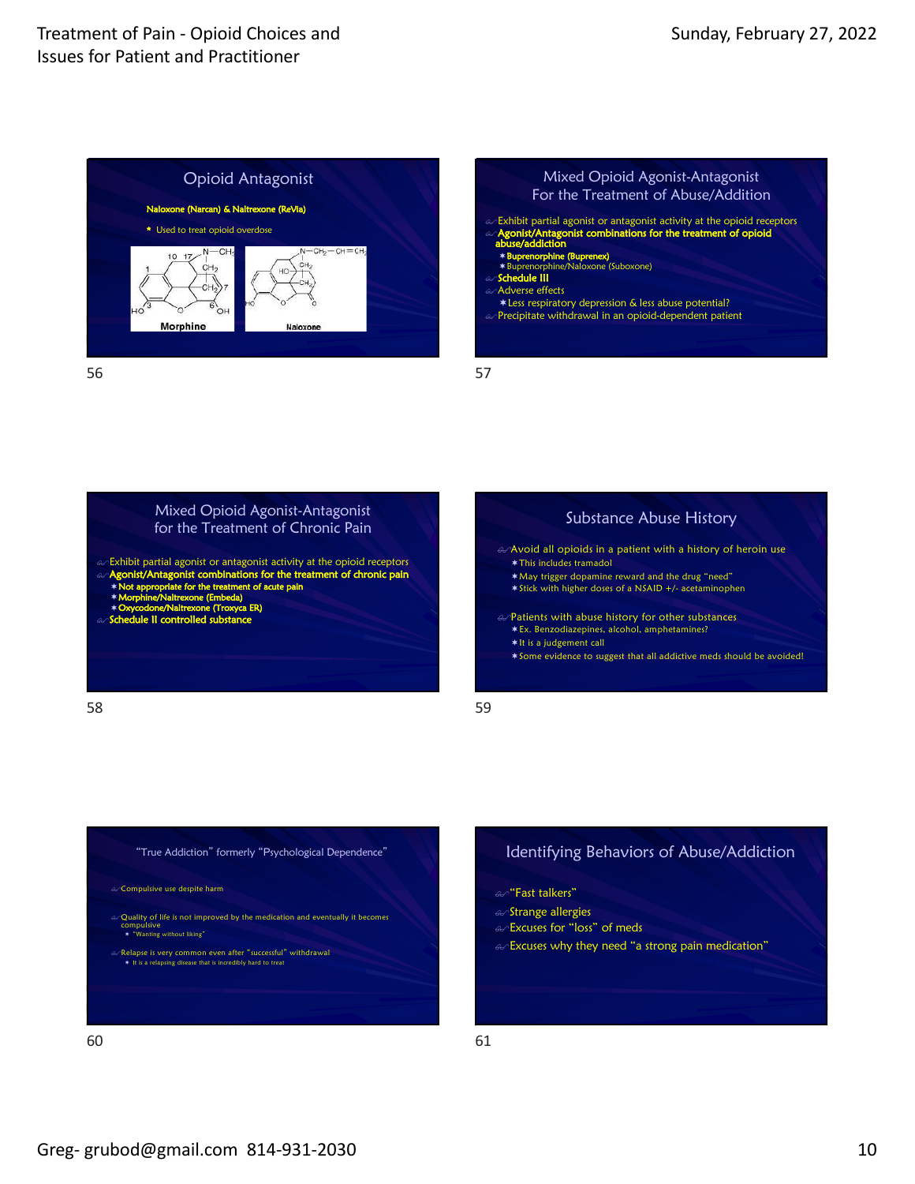## Opioid Antagonist

**Naloxone (Narcan) & Naltrexone (ReVia)**

- Used to treat opioid overdose

Morphine | Naloxone

## Mixed Opioid Agonist-Antagonist For the Treatment of Abuse/Addition

- Exhibit partial agonist or antagonist activity at the opioid receptors
- **Agonist/Antagonist combinations for the treatment of opioid abuse/addiction**
  - **Buprenorphine (Buprenex)**
  - Buprenorphine/Naloxone (Suboxone)
- **Schedule III**
- Adverse effects
  - Less respiratory depression & less abuse potential?
- Precipitate withdrawal in an opioid-dependent patient

## Mixed Opioid Agonist-Antagonist for the Treatment of Chronic Pain

- Exhibit partial agonist or antagonist activity at the opioid receptors
- **Agonist/Antagonist combinations for the treatment of chronic pain**
  - **Not appropriate for the treatment of acute pain**
  - **Morphine/Naltrexone (Embeda)**
  - **Oxycodone/Naltrexone (Troxyca ER)**
- **Schedule II controlled substance**

## Substance Abuse History

- Avoid all opioids in a patient with a history of heroin use
  - This includes tramadol
  - May trigger dopamine reward and the drug "need"
  - Stick with higher doses of a NSAID +/- acetaminophen
- Patients with abuse history for other substances
  - Ex. Benzodiazepines, alcohol, amphetamines?
  - It is a judgement call
  - Some evidence to suggest that all addictive meds should be avoided!

## "True Addiction" formerly "Psychological Dependence"

- Compulsive use despite harm
- Quality of life is not improved by the medication and eventually it becomes compulsive
  - "Wanting without liking"
- Relapse is very common even after "successful" withdrawal
  - It is a relapsing disease that is incredibly hard to treat

## Identifying Behaviors of Abuse/Addiction

- "Fast talkers"
- Strange allergies
- Excuses for "loss" of meds
- Excuses why they need "a strong pain medication"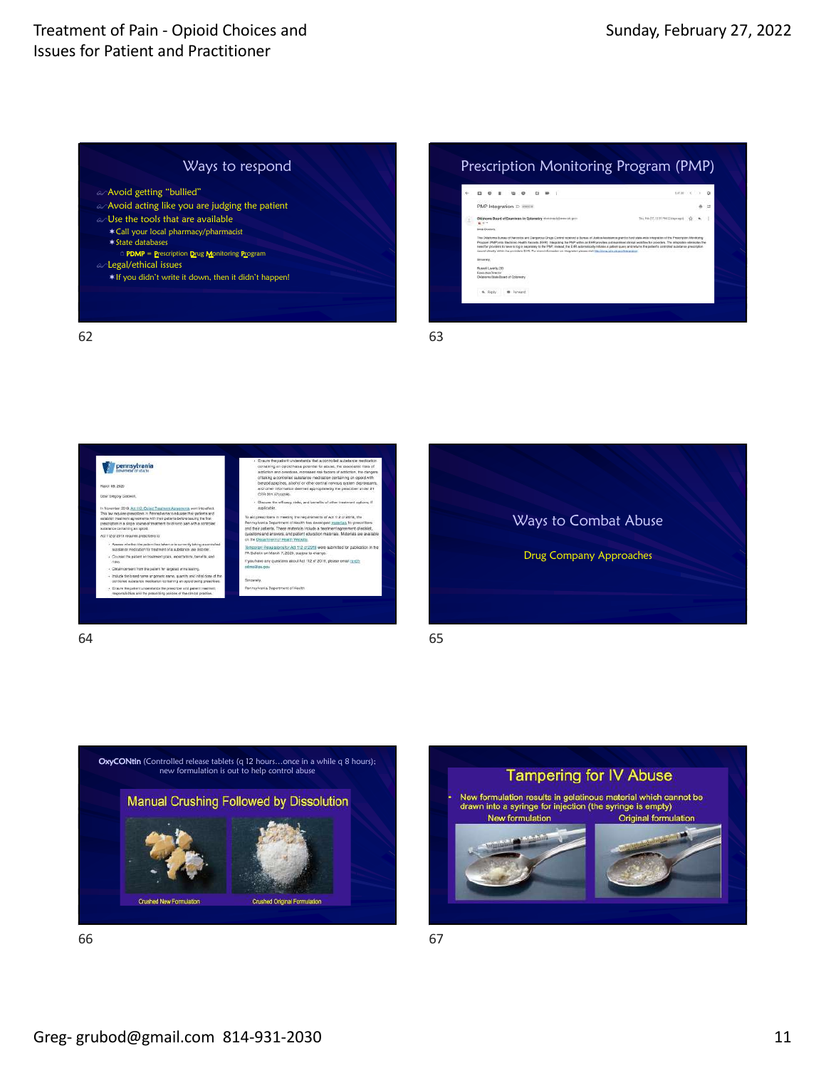## Ways to respond

- Avoid getting "bullied"
- Avoid acting like you are judging the patient
- Use the tools that are available
  - Call your local pharmacy/pharmacist
  - State databases
    - **PDMP** = Prescription Drug Monitoring Program
- Legal/ethical issues
  - If you didn't write it down, then it didn't happen!

## Prescription Monitoring Program (PMP)

PMP Integration

Oklahoma Board of Examiners in Optometry

Dear Doctors,

The Oklahoma Bureau of Narcotics and Dangerous Drugs Control received a Bureau of Justice Assistance grant to fund state-wide integration of the Prescription Monitoring Program (PMP) into Electronic Health Records (EHR). Integrating the PMP within an EHR provides a streamlined clinical workflow for providers. The integration eliminates the need for providers to have to log in separately to the PMP. Instead, the EHR automatically initiates a patient query and returns the patient's controlled substance prescription record directly within the provider's EHR.

Sincerely,

Russell Laverty, OD
Executive Director
Oklahoma State Board of Optometry

## Pennsylvania Department of Health

March 09, 2020

Dear Gregory Caldwell,

In November 2019, Act 112: Opioid Treatment Agreements went into effect. This law requires prescribers in Pennsylvania to discuss that patients and establish treatment agreements with their patients before issuing the first prescription in a single course of treatment for chronic pain with a controlled substance containing an opioid.

Act 112 of 2019 requires prescribers to:

- Assess whether the patient has taken or is currently taking a prescribed substance medication for treatment of a substance use disorder.
- Counsel the patient on treatment goals, expectations, benefits, and risks.
- Obtain consent from the patient for ongoing urine testing.
- Include the brand name or generic name, quantity and initial dose of the controlled substance medication containing an opioid being prescribed.
- Ensure the patient understands the prescriber and patient treatment responsibilities and the prescribing policies of the clinical practice.
- Ensure the patient understands that a controlled substance medication containing an opioid has a potential for abuse, the associated risks of addiction and overdose, increased risk factors of addiction, the dangers of taking a controlled substance medication containing an opioid with benzodiazepines, alcohol or other central nervous system depressants, and other information deemed appropriately by the prescriber under 21 CFR 301.67(a)(4).
- Discuss the efficacy, risks, and benefits of other treatment options, if applicable.

To aid prescribers in meeting the requirements of Act 112 of 2019, the Pennsylvania Department of Health has developed materials for prescribers and their patients. These materials include a treatment agreement checklist, questions and answers, and patient education materials. Materials are available on the Department of Health Website.

Temporary Regulations for Act 112 of 2019 were submitted for publication in the PA Bulletin on March 7, 2020, subject to change.

If you have any questions about Act 112 of 2019, please email ra-dh-pdmp@pa.gov

Sincerely,

Pennsylvania Department of Health

## Ways to Combat Abuse

Drug Company Approaches

**OxyCONtin** (Controlled release tablets (q 12 hours…once in a while q 8 hours); new formulation is out to help control abuse

### Manual Crushing Followed by Dissolution

Crushed New Formulation | Crushed Original Formulation

### Tampering for IV Abuse

- New formulation results in gelatinous material which cannot be drawn into a syringe for injection (the syringe is empty)

New formulation | Original formulation

Greg- grubod@gmail.com 814-931-2030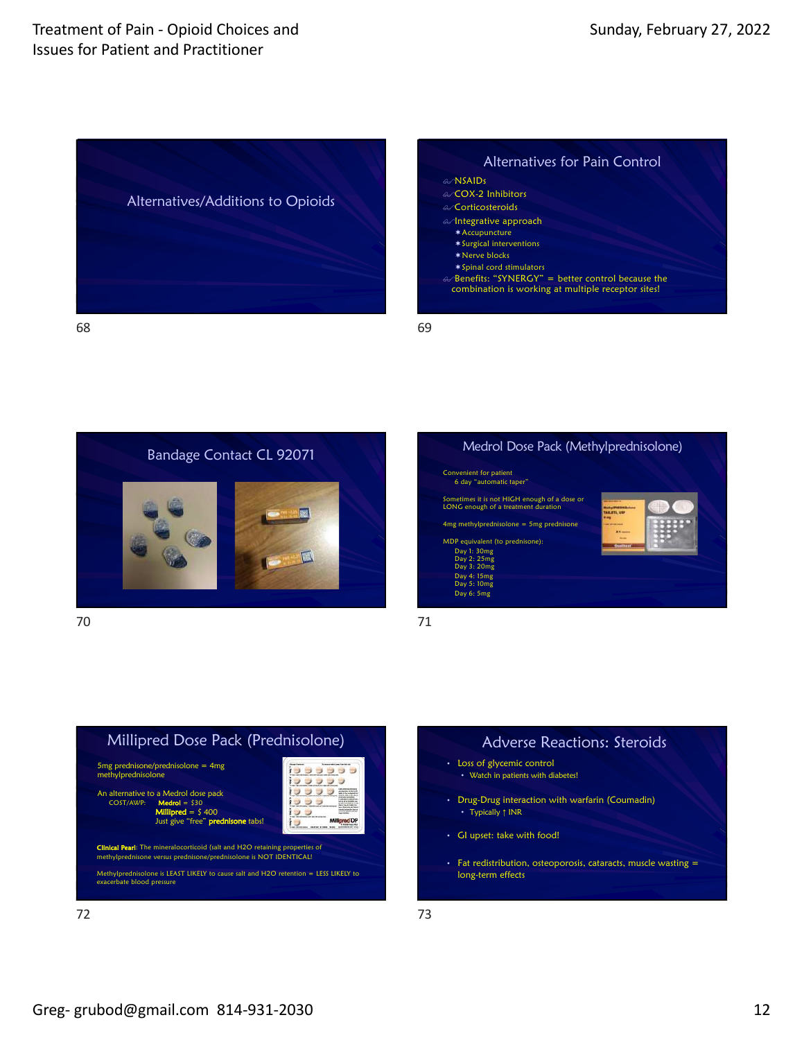## Alternatives/Additions to Opioids

## Alternatives for Pain Control

- NSAIDs
- COX-2 Inhibitors
- Corticosteroids
- Integrative approach
  - Accupuncture
  - Surgical interventions
  - Nerve blocks
  - Spinal cord stimulators
- Benefits: "SYNERGY" = better control because the combination is working at multiple receptor sites!

## Bandage Contact CL 92071

## Medrol Dose Pack (Methylprednisolone)

Convenient for patient
 6 day "automatic taper"

Sometimes it is not HIGH enough of a dose or LONG enough of a treatment duration

4mg methylprednisolone = 5mg prednisone

MDP equivalent (to prednisone):
- Day 1: 30mg
- Day 2: 25mg
- Day 3: 20mg
- Day 4: 15mg
- Day 5: 10mg
- Day 6: 5mg

## Millipred Dose Pack (Prednisolone)

5mg prednisone/prednisolone = 4mg methylprednisolone

An alternative to a Medrol dose pack
 COST/AWP: **Medrol** = $30
 **Millipred** = $ 400
 Just give "free" **prednisone** tabs!

**Clinical Pearl**: The mineralocorticoid (salt and H2O retaining properties of methylprednisone versus prednisone/prednisolone is NOT IDENTICAL!

Methylprednisolone is LEAST LIKELY to cause salt and H2O retention = LESS LIKELY to exacerbate blood pressure

## Adverse Reactions: Steroids

- Loss of glycemic control
  - Watch in patients with diabetes!
- Drug-Drug interaction with warfarin (Coumadin)
  - Typically ↑ INR
- GI upset: take with food!
- Fat redistribution, osteoporosis, cataracts, muscle wasting = long-term effects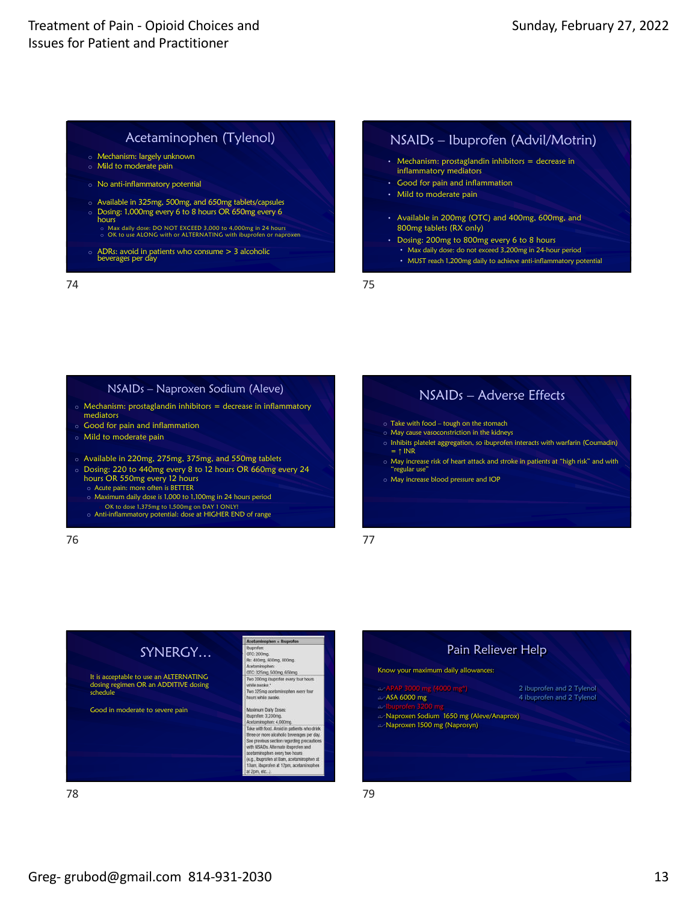## Acetaminophen (Tylenol)

- Mechanism: largely unknown
- Mild to moderate pain
- No anti-inflammatory potential
- Available in 325mg, 500mg, and 650mg tablets/capsules
- Dosing: 1,000mg every 6 to 8 hours OR 650mg every 6 hours
  - Max daily dose: DO NOT EXCEED 3,000 to 4,000mg in 24 hours
  - OK to use ALONG with or ALTERNATING with ibuprofen or naproxen
- ADRs: avoid in patients who consume > 3 alcoholic beverages per day

## NSAIDs – Ibuprofen (Advil/Motrin)

- Mechanism: prostaglandin inhibitors = decrease in inflammatory mediators
- Good for pain and inflammation
- Mild to moderate pain
- Available in 200mg (OTC) and 400mg, 600mg, and 800mg tablets (RX only)
- Dosing: 200mg to 800mg every 6 to 8 hours
  - Max daily dose: do not exceed 3,200mg in 24-hour period
  - MUST reach 1,200mg daily to achieve anti-inflammatory potential

## NSAIDs – Naproxen Sodium (Aleve)

- Mechanism: prostaglandin inhibitors = decrease in inflammatory mediators
- Good for pain and inflammation
- Mild to moderate pain
- Available in 220mg, 275mg, 375mg, and 550mg tablets
- Dosing: 220 to 440mg every 8 to 12 hours OR 660mg every 24 hours OR 550mg every 12 hours
  - Acute pain: more often is BETTER
  - Maximum daily dose is 1,000 to 1,100mg in 24 hours period
    - OK to dose 1,375mg to 1,500mg on DAY 1 ONLY!
  - Anti-inflammatory potential: dose at HIGHER END of range

## NSAIDs – Adverse Effects

- Take with food – tough on the stomach
- May cause vasoconstriction in the kidneys
- Inhibits platelet aggregation, so ibuprofen interacts with warfarin (Coumadin) = ↑ INR
- May increase risk of heart attack and stroke in patients at "high risk" and with "regular use"
- May increase blood pressure and IOP

## SYNERGY…

It is acceptable to use an ALTERNATING dosing regimen OR an ADDITIVE dosing schedule

Good in moderate to severe pain

| Acetaminophen + Ibuprofen |
|---|
| Ibuprofen: OTC: 200mg. Rx: 400mg, 600mg, 800mg. Acetaminophen: OTC: 325mg, 500mg, 650mg |
| Two 200mg ibuprofen every four hours while awake.* Two 325mg acetaminophen every four hours while awake. |
| Maximum Daily Doses: Ibuprofen: 3,200mg. Acetaminophen: 4,000mg. |
| Take with food. Avoid in patients who drink three or more alcoholic beverages per day. See previous section regarding precautions with NSAIDs. Alternate ibuprofen and acetaminophen every two hours (e.g., ibuprofen at 8am, acetaminophen at 10am, ibuprofen at 12pm, acetaminophen at 2pm, etc...). |

## Pain Reliever Help

Know your maximum daily allowances:

- APAP 3000 mg (4000 mg*) — 2 ibuprofen and 2 Tylenol
- ASA 6000 mg — 4 ibuprofen and 2 Tylenol
- Ibuprofen 3200 mg
- Naproxen Sodium 1650 mg (Aleve/Anaprox)
- Naproxen 1500 mg (Naprosyn)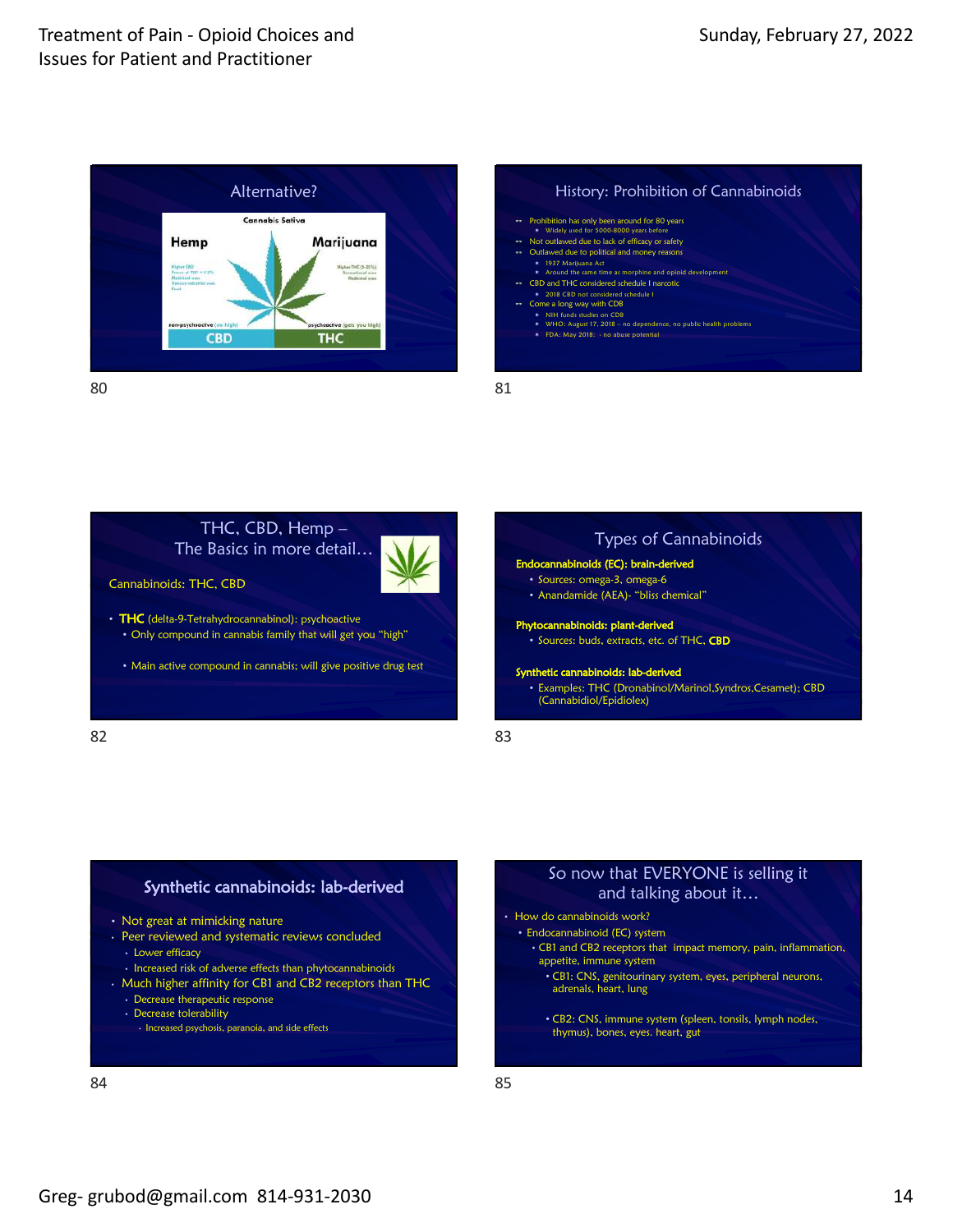## Alternative?

Cannabis Sativa

**Hemp**

Higher CBD
Traces of THC < 0.3%
Medicinal uses
Various industrial uses
Food

**Marijuana**

Higher THC (5-35%)
Recreational uses
Medicinal uses

non-psychoactive (no high) — **CBD**

psychoactive (gets you high) — **THC**

## History: Prohibition of Cannabinoids

- Prohibition has only been around for 80 years
  - Widely used for 5000-8000 years before
- Not outlawed due to lack of efficacy or safety
- Outlawed due to political and money reasons
  - 1937 Marijuana Act
  - Around the same time as morphine and opioid development
- CBD and THC considered schedule I narcotic
  - 2018 CBD not considered schedule I
- Come a long way with CDB
  - NIH funds studies on CDB
  - WHO: August 17, 2018 – no dependence, no public health problems
  - FDA: May 2018: - no abuse potential

## THC, CBD, Hemp – The Basics in more detail…

Cannabinoids: THC, CBD

- **THC** (delta-9-Tetrahydrocannabinol): psychoactive
  - Only compound in cannabis family that will get you "high"
  - Main active compound in cannabis; will give positive drug test

## Types of Cannabinoids

**Endocannabinoids (EC): brain-derived**

- Sources: omega-3, omega-6
- Anandamide (AEA)- "bliss chemical"

**Phytocannabinoids: plant-derived**

- Sources: buds, extracts, etc. of THC, **CBD**

**Synthetic cannabinoids: lab-derived**

- Examples: THC (Dronabinol/Marinol,Syndros,Cesamet); CBD (Cannabidiol/Epidiolex)

## Synthetic cannabinoids: lab-derived

- Not great at mimicking nature
- Peer reviewed and systematic reviews concluded
  - Lower efficacy
  - Increased risk of adverse effects than phytocannabinoids
- Much higher affinity for CB1 and CB2 receptors than THC
  - Decrease therapeutic response
  - Decrease tolerability
    - Increased psychosis, paranoia, and side effects

## So now that EVERYONE is selling it and talking about it…

- How do cannabinoids work?
  - Endocannabinoid (EC) system
    - CB1 and CB2 receptors that impact memory, pain, inflammation, appetite, immune system
      - CB1: CNS, genitourinary system, eyes, peripheral neurons, adrenals, heart, lung
      - CB2: CNS, immune system (spleen, tonsils, lymph nodes, thymus), bones, eyes. heart, gut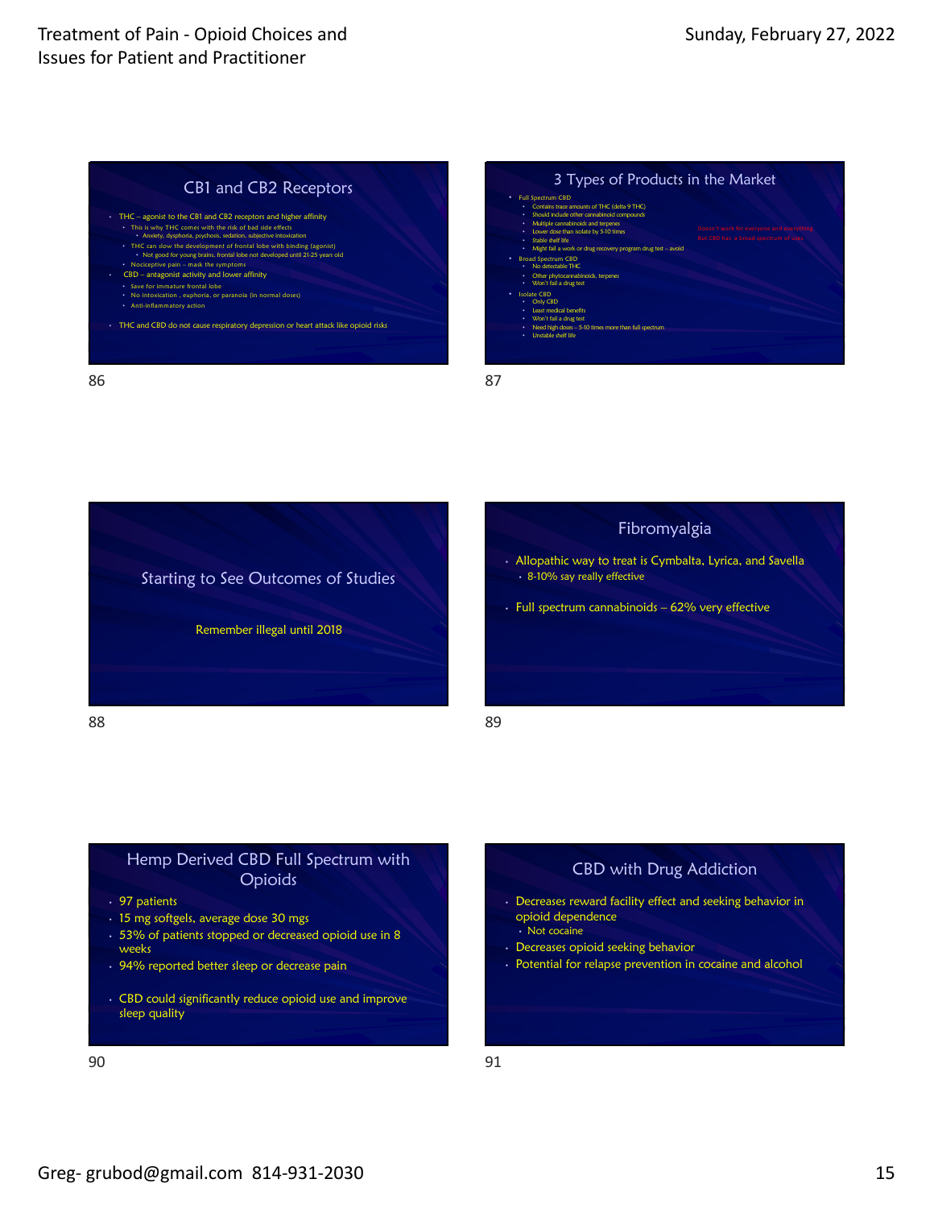## CB1 and CB2 Receptors

- THC – agonist to the CB1 and CB2 receptors and higher affinity
  - This is why THC comes with the risk of bad side effects
    - Anxiety, dysphoria, psychosis, sedation, subjective intoxication
  - THC can slow the development of frontal lobe with binding (agonist)
    - Not good for young brains, frontal lobe not developed until 21-25 years old
  - Nociceptive pain – mask the symptoms
- CBD – antagonist activity and lower affinity
  - Save for immature frontal lobe
  - No intoxication , euphoria, or paranoia (in normal doses)
  - Anti-inflammatory action
- THC and CBD do not cause respiratory depression or heart attack like opioid risks

## 3 Types of Products in the Market

- Full Spectrum CBD
  - Contains trace amounts of THC (delta 9 THC)
  - Should include other cannabinoid compounds
  - Multiple cannabinoids and terpenes
  - Lower dose than isolate by 5-10 times
  - Stable shelf life
  - Might fail a work or drug recovery program drug test – avoid
- Broad Spectrum CBD
  - No detectable THC
  - Other phytocannabinoids, terpenes
  - Won't fail a drug test
- Isolate CBD
  - Only CBD
  - Least medical benefits
  - Won't fail a drug test
  - Need high doses – 5-10 times more than full spectrum
  - Unstable shelf life

Doesn't work for everyone and everything
But CBD has a broad spectrum of uses

## Starting to See Outcomes of Studies

Remember illegal until 2018

## Fibromyalgia

- Allopathic way to treat is Cymbalta, Lyrica, and Savella
  - 8-10% say really effective
- Full spectrum cannabinoids – 62% very effective

## Hemp Derived CBD Full Spectrum with Opioids

- 97 patients
- 15 mg softgels, average dose 30 mgs
- 53% of patients stopped or decreased opioid use in 8 weeks
- 94% reported better sleep or decrease pain
- CBD could significantly reduce opioid use and improve sleep quality

## CBD with Drug Addiction

- Decreases reward facility effect and seeking behavior in opioid dependence
  - Not cocaine
- Decreases opioid seeking behavior
- Potential for relapse prevention in cocaine and alcohol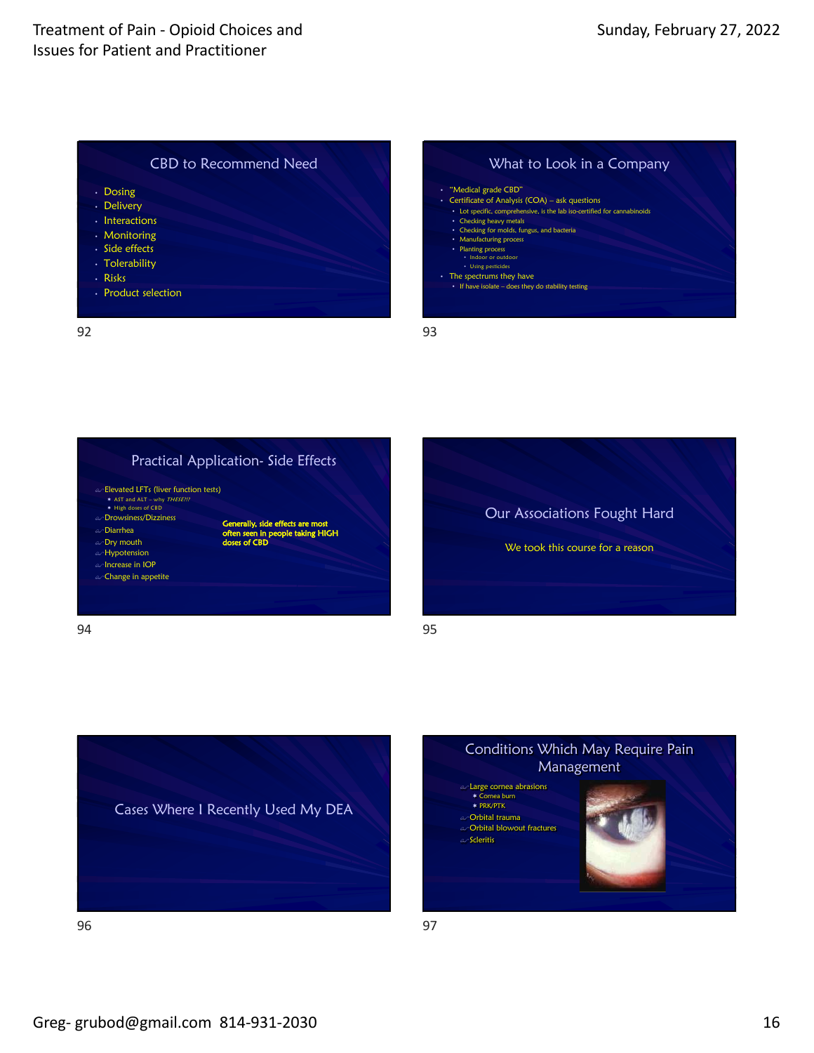## CBD to Recommend Need

- Dosing
- Delivery
- Interactions
- Monitoring
- Side effects
- Tolerability
- Risks
- Product selection

## What to Look in a Company

- "Medical grade CBD"
- Certificate of Analysis (COA) – ask questions
  - Lot specific, comprehensive, is the lab iso-certified for cannabinoids
  - Checking heavy metals
  - Checking for molds, fungus, and bacteria
  - Manufacturing process
  - Planting process
    - Indoor or outdoor
    - Using pesticides
- The spectrums they have
  - If have isolate – does they do stability testing

## Practical Application- Side Effects

- Elevated LFTs (liver function tests)
  - AST and ALT – why *THESE?!?*
  - High doses of CBD
- Drowsiness/Dizziness
- Diarrhea
- Dry mouth
- Hypotension
- Increase in IOP
- Change in appetite

**Generally, side effects are most often seen in people taking HIGH doses of CBD**

## Our Associations Fought Hard

We took this course for a reason

## Cases Where I Recently Used My DEA

## Conditions Which May Require Pain Management

- Large cornea abrasions
  - Cornea burn
  - PRK/PTK
- Orbital trauma
- Orbital blowout fractures
- Scleritis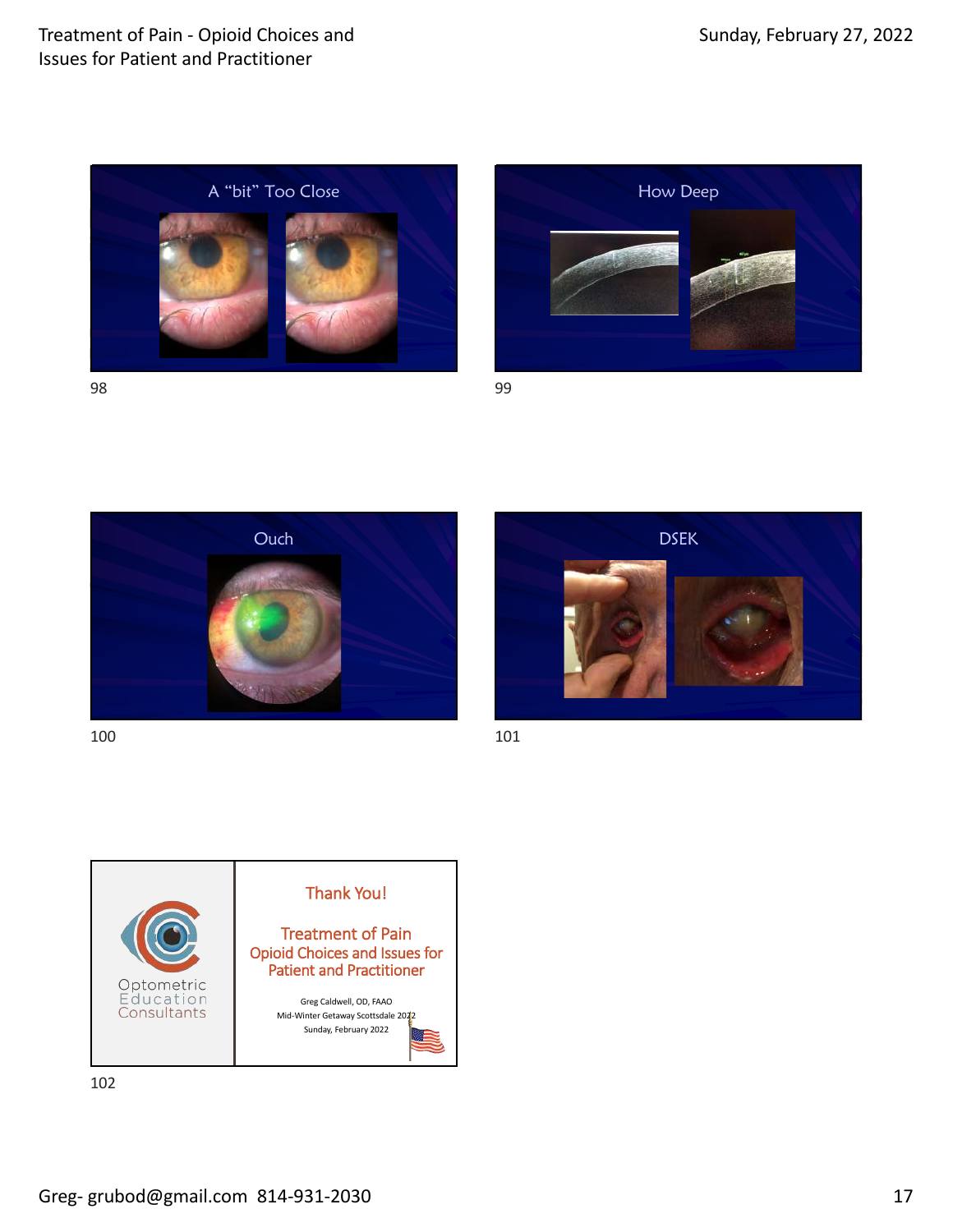## A "bit" Too Close

98

## How Deep

99

## Ouch

100

## DSEK

101

Optometric Education Consultants

**Thank You!**

**Treatment of Pain Opioid Choices and Issues for Patient and Practitioner**

Greg Caldwell, OD, FAAO
Mid-Winter Getaway Scottsdale 2022
Sunday, February 2022

102

Greg- grubod@gmail.com 814-931-2030